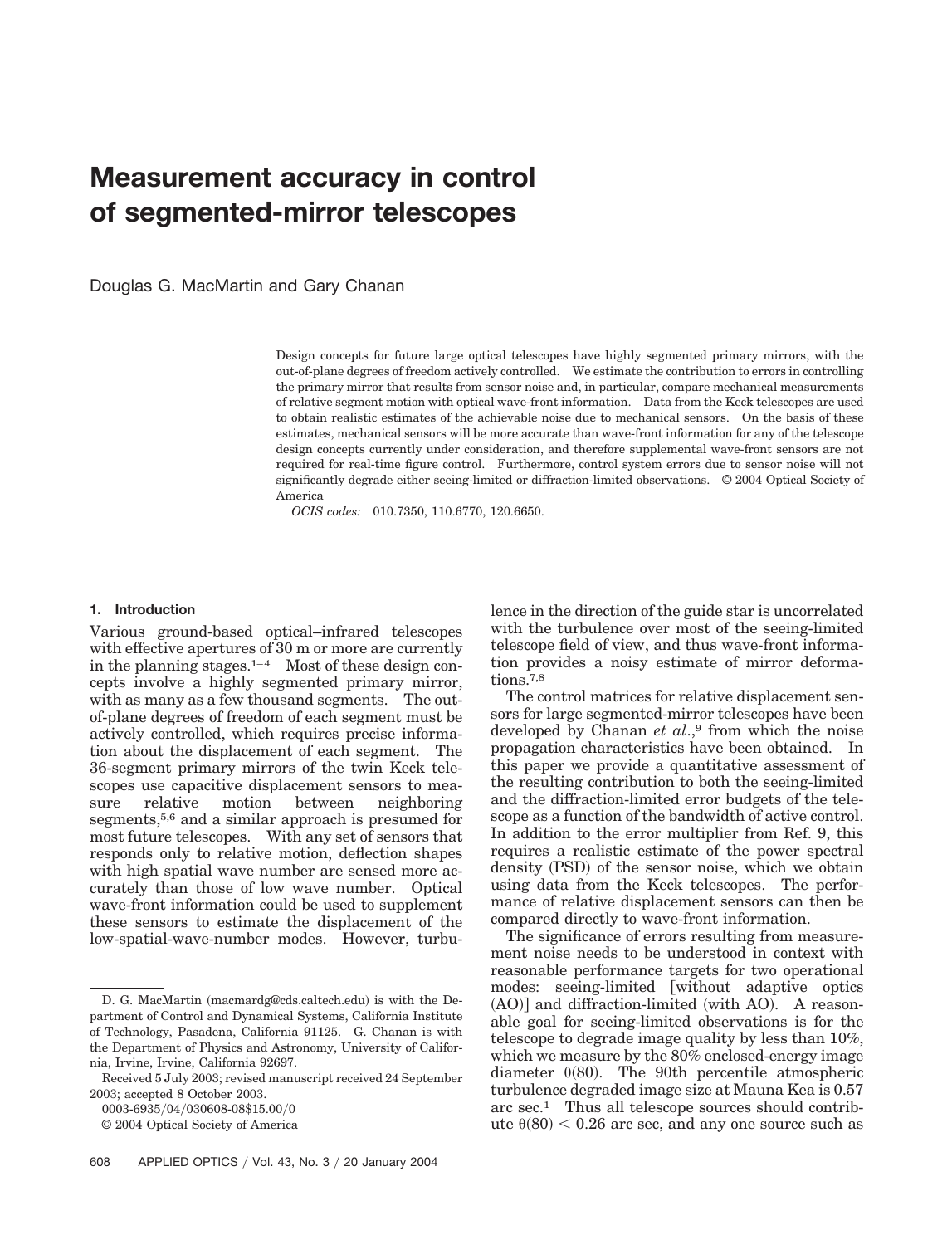# Measurement accuracy in control of segmented-mirror telescopes

Douglas G. MacMartin and Gary Chanan

Design concepts for future large optical telescopes have highly segmented primary mirrors, with the out-of-plane degrees of freedom actively controlled. We estimate the contribution to errors in controlling the primary mirror that results from sensor noise and, in particular, compare mechanical measurements of relative segment motion with optical wave-front information. Data from the Keck telescopes are used to obtain realistic estimates of the achievable noise due to mechanical sensors. On the basis of these estimates, mechanical sensors will be more accurate than wave-front information for any of the telescope design concepts currently under consideration, and therefore supplemental wave-front sensors are not required for real-time figure control. Furthermore, control system errors due to sensor noise will not significantly degrade either seeing-limited or diffraction-limited observations. © 2004 Optical Society of America

*OCIS codes:* 010.7350, 110.6770, 120.6650.

## 1. Introduction

Various ground-based optical–infrared telescopes with effective apertures of 30 m or more are currently in the planning stages.[1–4] Most of these design concepts involve a highly segmented primary mirror, with as many as a few thousand segments. The out-of-plane degrees of freedom of each segment must be actively controlled, which requires precise information about the displacement of each segment. The 36-segment primary mirrors of the twin Keck telescopes use capacitive displacement sensors to measure relative motion between neighboring segments,[5,6] and a similar approach is presumed for most future telescopes. With any set of sensors that responds only to relative motion, deflection shapes with high spatial wave number are sensed more accurately than those of low wave number. Optical wave-front information could be used to supplement these sensors to estimate the displacement of the low-spatial-wave-number modes. However, turbulence in the direction of the guide star is uncorrelated with the turbulence over most of the seeing-limited telescope field of view, and thus wave-front information provides a noisy estimate of mirror deformations.[7,8]

The control matrices for relative displacement sensors for large segmented-mirror telescopes have been developed by Chanan *et al*.,[9] from which the noise propagation characteristics have been obtained. In this paper we provide a quantitative assessment of the resulting contribution to both the seeing-limited and the diffraction-limited error budgets of the telescope as a function of the bandwidth of active control. In addition to the error multiplier from Ref. 9, this requires a realistic estimate of the power spectral density (PSD) of the sensor noise, which we obtain using data from the Keck telescopes. The performance of relative displacement sensors can then be compared directly to wave-front information.

The significance of errors resulting from measurement noise needs to be understood in context with reasonable performance targets for two operational modes: seeing-limited [without adaptive optics (AO)] and diffraction-limited (with AO). A reasonable goal for seeing-limited observations is for the telescope to degrade image quality by less than 10%, which we measure by the 80% enclosed-energy image diameter $\theta(80)$. The 90th percentile atmospheric turbulence degraded image size at Mauna Kea is 0.57 arc sec.[1] Thus all telescope sources should contribute $\theta(80) < 0.26$ arc sec, and any one source such as

D. G. MacMartin (macmardg@cds.caltech.edu) is with the Department of Control and Dynamical Systems, California Institute of Technology, Pasadena, California 91125. G. Chanan is with the Department of Physics and Astronomy, University of California, Irvine, Irvine, California 92697.

Received 5 July 2003; revised manuscript received 24 September 2003; accepted 8 October 2003.

0003-6935/04/030608-08$15.00/0

© 2004 Optical Society of America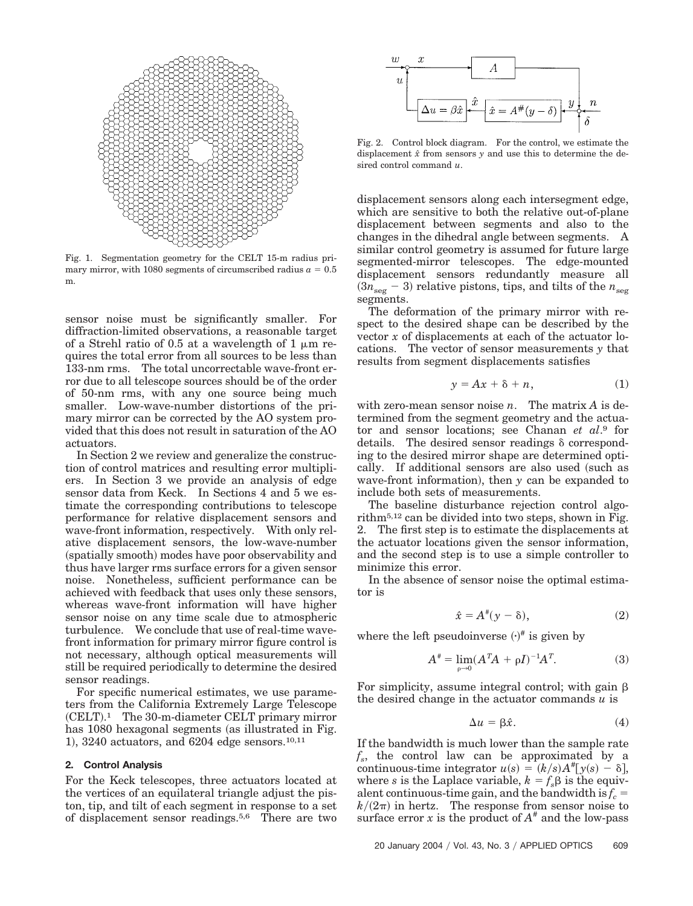Fig. 1. Segmentation geometry for the CELT 15-m radius primary mirror, with 1080 segments of circumscribed radius $a = 0.5$ m.

sensor noise must be significantly smaller. For diffraction-limited observations, a reasonable target of a Strehl ratio of 0.5 at a wavelength of 1 μm requires the total error from all sources to be less than 133-nm rms. The total uncorrectable wave-front error due to all telescope sources should be of the order of 50-nm rms, with any one source being much smaller. Low-wave-number distortions of the primary mirror can be corrected by the AO system provided that this does not result in saturation of the AO actuators.

In Section 2 we review and generalize the construction of control matrices and resulting error multipliers. In Section 3 we provide an analysis of edge sensor data from Keck. In Sections 4 and 5 we estimate the corresponding contributions to telescope performance for relative displacement sensors and wave-front information, respectively. With only relative displacement sensors, the low-wave-number (spatially smooth) modes have poor observability and thus have larger rms surface errors for a given sensor noise. Nonetheless, sufficient performance can be achieved with feedback that uses only these sensors, whereas wave-front information will have higher sensor noise on any time scale due to atmospheric turbulence. We conclude that use of real-time wave-front information for primary mirror figure control is not necessary, although optical measurements will still be required periodically to determine the desired sensor readings.

For specific numerical estimates, we use parameters from the California Extremely Large Telescope (CELT).[1] The 30-m-diameter CELT primary mirror has 1080 hexagonal segments (as illustrated in Fig. 1), 3240 actuators, and 6204 edge sensors.[10,11]

## 2. Control Analysis

For the Keck telescopes, three actuators located at the vertices of an equilateral triangle adjust the piston, tip, and tilt of each segment in response to a set of displacement sensor readings.[5,6] There are two displacement sensors along each intersegment edge, which are sensitive to both the relative out-of-plane displacement between segments and also to the changes in the dihedral angle between segments. A similar control geometry is assumed for future large segmented-mirror telescopes. The edge-mounted displacement sensors redundantly measure all $(3n_{\text{seg}} - 3)$ relative pistons, tips, and tilts of the $n_{\text{seg}}$ segments.

The deformation of the primary mirror with respect to the desired shape can be described by the vector $x$ of displacements at each of the actuator locations. The vector of sensor measurements $y$ that results from segment displacements satisfies

$$y = Ax + \delta + n, \tag{1}$$

with zero-mean sensor noise $n$. The matrix $A$ is determined from the segment geometry and the actuator and sensor locations; see Chanan *et al.*[9] for details. The desired sensor readings $\delta$ corresponding to the desired mirror shape are determined optically. If additional sensors are also used (such as wave-front information), then $y$ can be expanded to include both sets of measurements.

The baseline disturbance rejection control algorithm[5,12] can be divided into two steps, shown in Fig. 2. The first step is to estimate the displacements at the actuator locations given the sensor information, and the second step is to use a simple controller to minimize this error.

In the absence of sensor noise the optimal estimator is

$$\hat{x} = A^{\#}(y - \delta), \tag{2}$$

where the left pseudoinverse $(\cdot)^{\#}$ is given by

$$A^{\#} = \lim_{\rho \to 0}(A^{T}A + \rho I)^{-1}A^{T}. \tag{3}$$

For simplicity, assume integral control; with gain $\beta$ the desired change in the actuator commands $u$ is

$$\Delta u = \beta \hat{x}. \tag{4}$$

If the bandwidth is much lower than the sample rate $f_s$, the control law can be approximated by a continuous-time integrator $u(s) = (k/s)A^{\#}[y(s) - \delta]$, where $s$ is the Laplace variable, $k = f_s\beta$ is the equivalent continuous-time gain, and the bandwidth is $f_c = k/(2\pi)$ in hertz. The response from sensor noise to surface error $x$ is the product of $A^{\#}$ and the low-pass

Fig. 2. Control block diagram. For the control, we estimate the displacement $\hat{x}$ from sensors $y$ and use this to determine the desired control command $u$.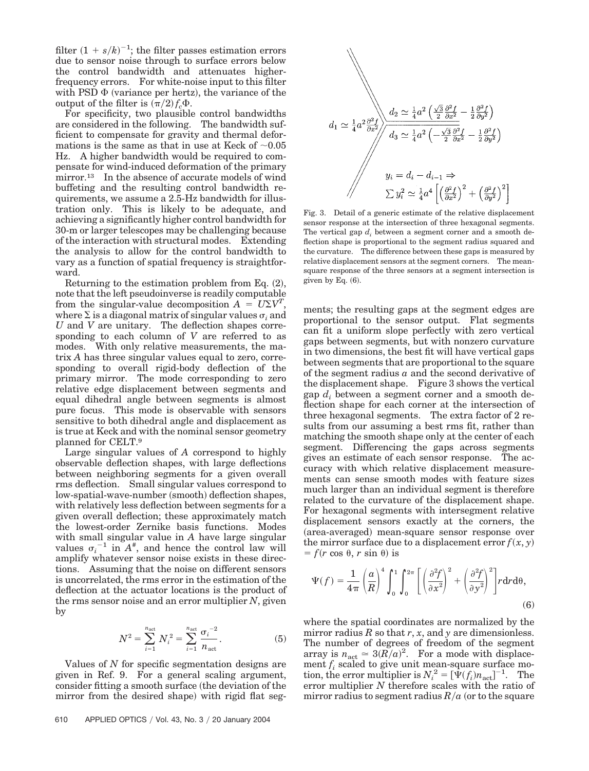filter $(1 + s/k)^{-1}$; the filter passes estimation errors due to sensor noise through to surface errors below the control bandwidth and attenuates higher-frequency errors. For white-noise input to this filter with PSD $\Phi$ (variance per hertz), the variance of the output of the filter is $(\pi/2) f_c \Phi$.

For specificity, two plausible control bandwidths are considered in the following. The bandwidth sufficient to compensate for gravity and thermal deformations is the same as that in use at Keck of $\sim$0.05 Hz. A higher bandwidth would be required to compensate for wind-induced deformation of the primary mirror.[13] In the absence of accurate models of wind buffeting and the resulting control bandwidth requirements, we assume a 2.5-Hz bandwidth for illustration only. This is likely to be adequate, and achieving a significantly higher control bandwidth for 30-m or larger telescopes may be challenging because of the interaction with structural modes. Extending the analysis to allow for the control bandwidth to vary as a function of spatial frequency is straightforward.

Returning to the estimation problem from Eq. (2), note that the left pseudoinverse is readily computable from the singular-value decomposition $A = U\Sigma V^T$, where $\Sigma$ is a diagonal matrix of singular values $\sigma_i$ and $U$ and $V$ are unitary. The deflection shapes corresponding to each column of $V$ are referred to as modes. With only relative measurements, the matrix $A$ has three singular values equal to zero, corresponding to overall rigid-body deflection of the primary mirror. The mode corresponding to zero relative edge displacement between segments and equal dihedral angle between segments is almost pure focus. This mode is observable with sensors sensitive to both dihedral angle and displacement as is true at Keck and with the nominal sensor geometry planned for CELT.[9]

Large singular values of $A$ correspond to highly observable deflection shapes, with large deflections between neighboring segments for a given overall rms deflection. Small singular values correspond to low-spatial-wave-number (smooth) deflection shapes, with relatively less deflection between segments for a given overall deflection; these approximately match the lowest-order Zernike basis functions. Modes with small singular value in $A$ have large singular values $\sigma_i^{-1}$ in $A^{\#}$, and hence the control law will amplify whatever sensor noise exists in these directions. Assuming that the noise on different sensors is uncorrelated, the rms error in the estimation of the deflection at the actuator locations is the product of the rms sensor noise and an error multiplier $N$, given by

$$N^2 = \sum_{i=1}^{n_{\mathrm{act}}} N_i^2 = \sum_{i=1}^{n_{\mathrm{act}}} \frac{\sigma_i^{-2}}{n_{\mathrm{act}}}. \tag{5}$$

Values of $N$ for specific segmentation designs are given in Ref. 9. For a general scaling argument, consider fitting a smooth surface (the deviation of the mirror from the desired shape) with rigid flat segments; the resulting gaps at the segment edges are proportional to the sensor output. Flat segments can fit a uniform slope perfectly with zero vertical gaps between segments, but with nonzero curvature in two dimensions, the best fit will have vertical gaps between segments that are proportional to the square of the segment radius $a$ and the second derivative of the displacement shape. Figure 3 shows the vertical gap $d_i$ between a segment corner and a smooth deflection shape for each corner at the intersection of three hexagonal segments. The extra factor of 2 results from our assuming a best rms fit, rather than matching the smooth shape only at the center of each segment. Differencing the gaps across segments gives an estimate of each sensor response. The accuracy with which relative displacement measurements can sense smooth modes with feature sizes much larger than an individual segment is therefore related to the curvature of the displacement shape. For hexagonal segments with intersegment relative displacement sensors exactly at the corners, the (area-averaged) mean-square sensor response over the mirror surface due to a displacement error $f(x, y) = f(r\cos\theta, r\sin\theta)$ is

$$\Psi(f) = \frac{1}{4\pi}\left(\frac{a}{R}\right)^4 \int_0^1 \int_0^{2\pi} \left[\left(\frac{\partial^2 f}{\partial x^2}\right)^2 + \left(\frac{\partial^2 f}{\partial y^2}\right)^2\right] r\,\mathrm{d}r\,\mathrm{d}\theta, \tag{6}$$

where the spatial coordinates are normalized by the mirror radius $R$ so that $r$, $x$, and $y$ are dimensionless. The number of degrees of freedom of the segment array is $n_{\mathrm{act}} \simeq 3(R/a)^2$. For a mode with displacement $f_i$ scaled to give unit mean-square surface motion, the error multiplier is $N_i^2 = [\Psi(f_i) n_{\mathrm{act}}]^{-1}$. The error multiplier $N$ therefore scales with the ratio of mirror radius to segment radius $R/a$ (or to the square

$$d_1 \simeq \frac{1}{4}a^2 \frac{\partial^2 f}{\partial x^2}$$

$$d_2 \simeq \frac{1}{4}a^2 \left(\frac{\sqrt{3}}{2}\frac{\partial^2 f}{\partial x^2} - \frac{1}{2}\frac{\partial^2 f}{\partial y^2}\right)$$

$$d_3 \simeq \frac{1}{4}a^2 \left(-\frac{\sqrt{3}}{2}\frac{\partial^2 f}{\partial x^2} - \frac{1}{2}\frac{\partial^2 f}{\partial y^2}\right)$$

$$y_i = d_i - d_{i-1} \Rightarrow \sum y_i^2 \simeq \frac{1}{4}a^4 \left[\left(\frac{\partial^2 f}{\partial x^2}\right)^2 + \left(\frac{\partial^2 f}{\partial y^2}\right)^2\right]$$

Fig. 3. Detail of a generic estimate of the relative displacement sensor response at the intersection of three hexagonal segments. The vertical gap $d_i$ between a segment corner and a smooth deflection shape is proportional to the segment radius squared and the curvature. The difference between these gaps is measured by relative displacement sensors at the segment corners. The mean-square response of the three sensors at a segment intersection is given by Eq. (6).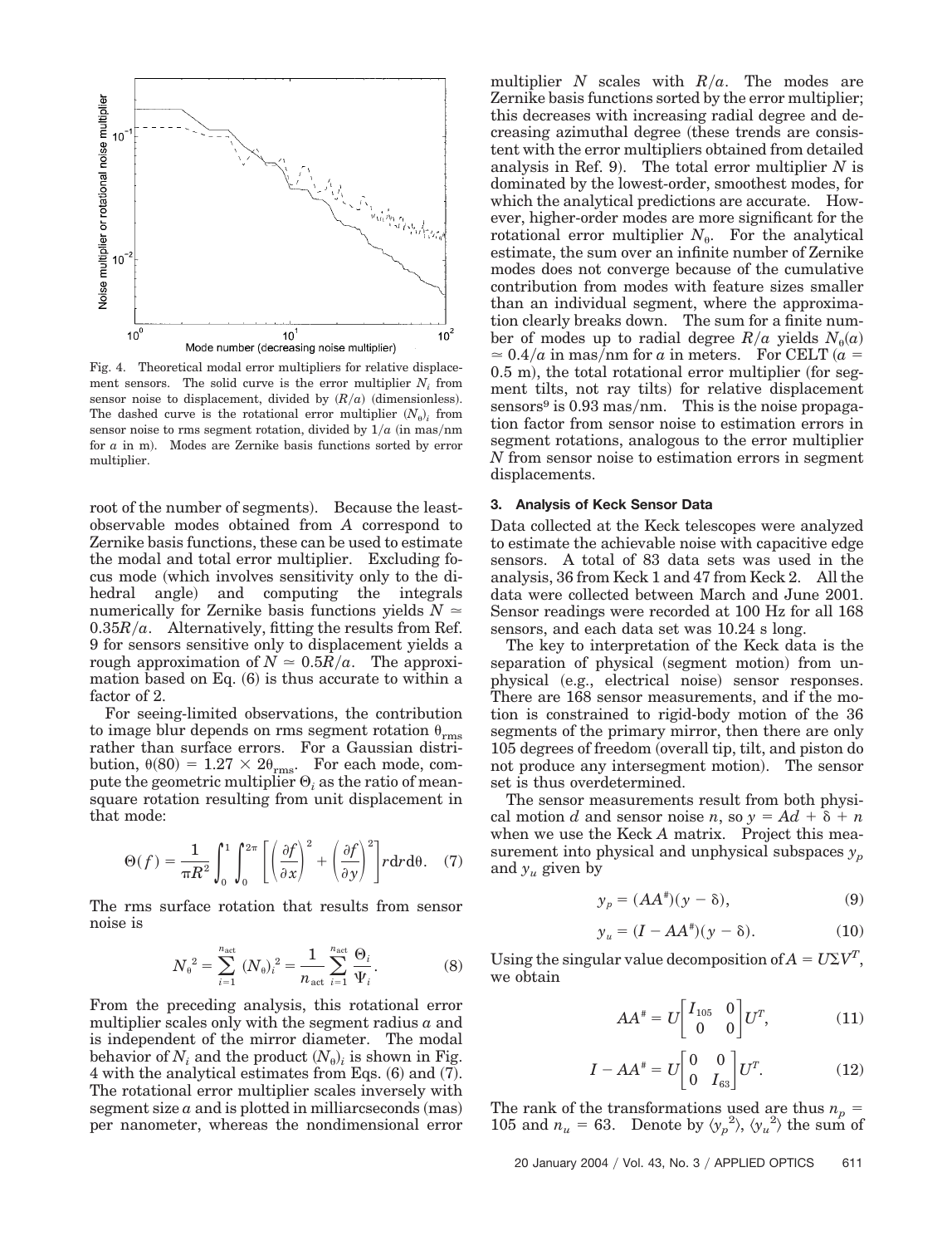Fig. 4. Theoretical modal error multipliers for relative displacement sensors. The solid curve is the error multiplier $N_i$ from sensor noise to displacement, divided by $(R/a)$ (dimensionless). The dashed curve is the rotational error multiplier $(N_\theta)_i$ from sensor noise to rms segment rotation, divided by $1/a$ (in mas/nm for $a$ in m). Modes are Zernike basis functions sorted by error multiplier.

root of the number of segments). Because the least-observable modes obtained from $A$ correspond to Zernike basis functions, these can be used to estimate the modal and total error multiplier. Excluding focus mode (which involves sensitivity only to the dihedral angle) and computing the integrals numerically for Zernike basis functions yields $N \simeq 0.35R/a$. Alternatively, fitting the results from Ref. 9 for sensors sensitive only to displacement yields a rough approximation of $N \simeq 0.5R/a$. The approximation based on Eq. (6) is thus accurate to within a factor of 2.

For seeing-limited observations, the contribution to image blur depends on rms segment rotation $\theta_{\rm rms}$ rather than surface errors. For a Gaussian distribution, $\theta(80) = 1.27 \times 2\theta_{\rm rms}$. For each mode, compute the geometric multiplier $\Theta_i$ as the ratio of mean-square rotation resulting from unit displacement in that mode:

$$\Theta(f) = \frac{1}{\pi R^2} \int_0^1 \int_0^{2\pi} \left[ \left( \frac{\partial f}{\partial x} \right)^2 + \left( \frac{\partial f}{\partial y} \right)^2 \right] r \mathrm{d}r \mathrm{d}\theta. \quad (7)$$

The rms surface rotation that results from sensor noise is

$$N_\theta^{\,2} = \sum_{i=1}^{n_{\rm act}} (N_\theta)_i^{\,2} = \frac{1}{n_{\rm act}} \sum_{i=1}^{n_{\rm act}} \frac{\Theta_i}{\Psi_i}. \quad (8)$$

From the preceding analysis, this rotational error multiplier scales only with the segment radius $a$ and is independent of the mirror diameter. The modal behavior of $N_i$ and the product $(N_\theta)_i$ is shown in Fig. 4 with the analytical estimates from Eqs. (6) and (7). The rotational error multiplier scales inversely with segment size $a$ and is plotted in milliarcseconds (mas) per nanometer, whereas the nondimensional error multiplier $N$ scales with $R/a$. The modes are Zernike basis functions sorted by the error multiplier; this decreases with increasing radial degree and decreasing azimuthal degree (these trends are consistent with the error multipliers obtained from detailed analysis in Ref. 9). The total error multiplier $N$ is dominated by the lowest-order, smoothest modes, for which the analytical predictions are accurate. However, higher-order modes are more significant for the rotational error multiplier $N_\theta$. For the analytical estimate, the sum over an infinite number of Zernike modes does not converge because of the cumulative contribution from modes with feature sizes smaller than an individual segment, where the approximation clearly breaks down. The sum for a finite number of modes up to radial degree $R/a$ yields $N_\theta(a) \simeq 0.4/a$ in mas/nm for $a$ in meters. For CELT ($a = 0.5$ m), the total rotational error multiplier (for segment tilts, not ray tilts) for relative displacement sensors[9] is 0.93 mas/nm. This is the noise propagation factor from sensor noise to estimation errors in segment rotations, analogous to the error multiplier $N$ from sensor noise to estimation errors in segment displacements.

### 3. Analysis of Keck Sensor Data

Data collected at the Keck telescopes were analyzed to estimate the achievable noise with capacitive edge sensors. A total of 83 data sets was used in the analysis, 36 from Keck 1 and 47 from Keck 2. All the data were collected between March and June 2001. Sensor readings were recorded at 100 Hz for all 168 sensors, and each data set was 10.24 s long.

The key to interpretation of the Keck data is the separation of physical (segment motion) from unphysical (e.g., electrical noise) sensor responses. There are 168 sensor measurements, and if the motion is constrained to rigid-body motion of the 36 segments of the primary mirror, then there are only 105 degrees of freedom (overall tip, tilt, and piston do not produce any intersegment motion). The sensor set is thus overdetermined.

The sensor measurements result from both physical motion $d$ and sensor noise $n$, so $y = Ad + \delta + n$ when we use the Keck $A$ matrix. Project this measurement into physical and unphysical subspaces $y_p$ and $y_u$ given by

$$y_p = (AA^{\#})(y - \delta), \quad (9)$$

$$y_u = (I - AA^{\#})(y - \delta). \quad (10)$$

Using the singular value decomposition of $A = U\Sigma V^T$, we obtain

$$AA^{\#} = U \begin{bmatrix} I_{105} & 0 \\ 0 & 0 \end{bmatrix} U^T, \quad (11)$$

$$I - AA^{\#} = U \begin{bmatrix} 0 & 0 \\ 0 & I_{63} \end{bmatrix} U^T. \quad (12)$$

The rank of the transformations used are thus $n_p = 105$ and $n_u = 63$. Denote by $\langle y_p^{\,2} \rangle$, $\langle y_u^{\,2} \rangle$ the sum of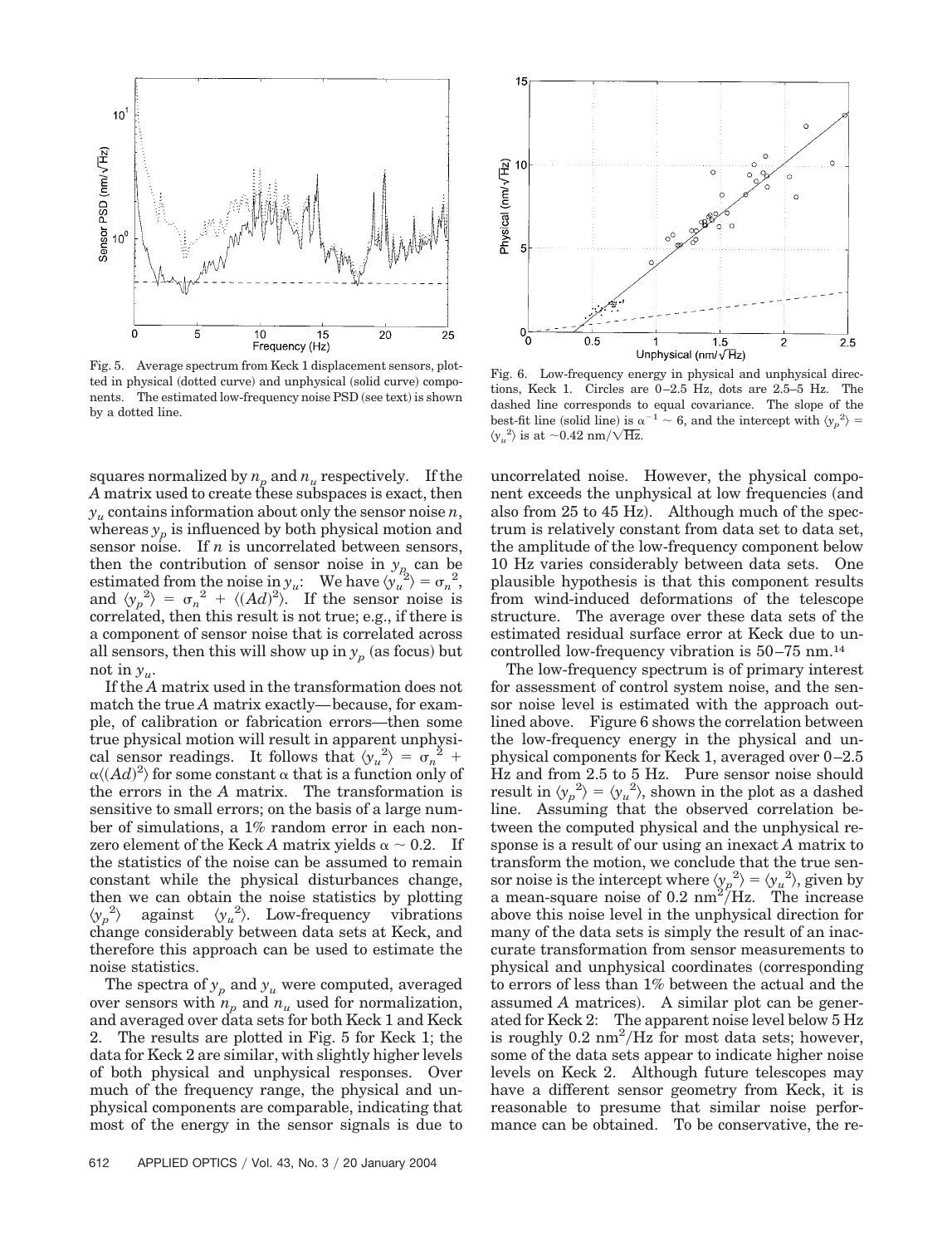Fig. 5. Average spectrum from Keck 1 displacement sensors, plotted in physical (dotted curve) and unphysical (solid curve) components. The estimated low-frequency noise PSD (see text) is shown by a dotted line.

Fig. 6. Low-frequency energy in physical and unphysical directions, Keck 1. Circles are 0–2.5 Hz, dots are 2.5–5 Hz. The dashed line corresponds to equal covariance. The slope of the best-fit line (solid line) is $\alpha^{-1} \sim 6$, and the intercept with $\langle {y_p}^2 \rangle = \langle {y_u}^2 \rangle$ is at $\sim$0.42 nm/$\sqrt{\text{Hz}}$.

squares normalized by $n_p$ and $n_u$ respectively. If the $A$ matrix used to create these subspaces is exact, then $y_u$ contains information about only the sensor noise $n$, whereas $y_p$ is influenced by both physical motion and sensor noise. If $n$ is uncorrelated between sensors, then the contribution of sensor noise in $y_p$ can be estimated from the noise in $y_u$: We have $\langle {y_u}^2 \rangle = {\sigma_n}^2$, and $\langle {y_p}^2 \rangle = {\sigma_n}^2 + \langle (Ad)^2 \rangle$. If the sensor noise is correlated, then this result is not true; e.g., if there is a component of sensor noise that is correlated across all sensors, then this will show up in $y_p$ (as focus) but not in $y_u$.

If the $A$ matrix used in the transformation does not match the true $A$ matrix exactly—because, for example, of calibration or fabrication errors—then some true physical motion will result in apparent unphysical sensor readings. It follows that $\langle {y_u}^2 \rangle = {\sigma_n}^2 + \alpha \langle (Ad)^2 \rangle$ for some constant $\alpha$ that is a function only of the errors in the $A$ matrix. The transformation is sensitive to small errors; on the basis of a large number of simulations, a 1% random error in each nonzero element of the Keck $A$ matrix yields $\alpha \sim 0.2$. If the statistics of the noise can be assumed to remain constant while the physical disturbances change, then we can obtain the noise statistics by plotting $\langle {y_p}^2 \rangle$ against $\langle {y_u}^2 \rangle$. Low-frequency vibrations change considerably between data sets at Keck, and therefore this approach can be used to estimate the noise statistics.

The spectra of $y_p$ and $y_u$ were computed, averaged over sensors with $n_p$ and $n_u$ used for normalization, and averaged over data sets for both Keck 1 and Keck 2. The results are plotted in Fig. 5 for Keck 1; the data for Keck 2 are similar, with slightly higher levels of both physical and unphysical responses. Over much of the frequency range, the physical and unphysical components are comparable, indicating that most of the energy in the sensor signals is due to uncorrelated noise. However, the physical component exceeds the unphysical at low frequencies (and also from 25 to 45 Hz). Although much of the spectrum is relatively constant from data set to data set, the amplitude of the low-frequency component below 10 Hz varies considerably between data sets. One plausible hypothesis is that this component results from wind-induced deformations of the telescope structure. The average over these data sets of the estimated residual surface error at Keck due to uncontrolled low-frequency vibration is 50–75 nm.[14]

The low-frequency spectrum is of primary interest for assessment of control system noise, and the sensor noise level is estimated with the approach outlined above. Figure 6 shows the correlation between the low-frequency energy in the physical and unphysical components for Keck 1, averaged over 0–2.5 Hz and from 2.5 to 5 Hz. Pure sensor noise should result in $\langle {y_p}^2 \rangle = \langle {y_u}^2 \rangle$, shown in the plot as a dashed line. Assuming that the observed correlation between the computed physical and the unphysical response is a result of our using an inexact $A$ matrix to transform the motion, we conclude that the true sensor noise is the intercept where $\langle {y_p}^2 \rangle = \langle {y_u}^2 \rangle$, given by a mean-square noise of 0.2 nm$^2$/Hz. The increase above this noise level in the unphysical direction for many of the data sets is simply the result of an inaccurate transformation from sensor measurements to physical and unphysical coordinates (corresponding to errors of less than 1% between the actual and the assumed $A$ matrices). A similar plot can be generated for Keck 2: The apparent noise level below 5 Hz is roughly 0.2 nm$^2$/Hz for most data sets; however, some of the data sets appear to indicate higher noise levels on Keck 2. Although future telescopes may have a different sensor geometry from Keck, it is reasonable to presume that similar noise performance can be obtained. To be conservative, the re-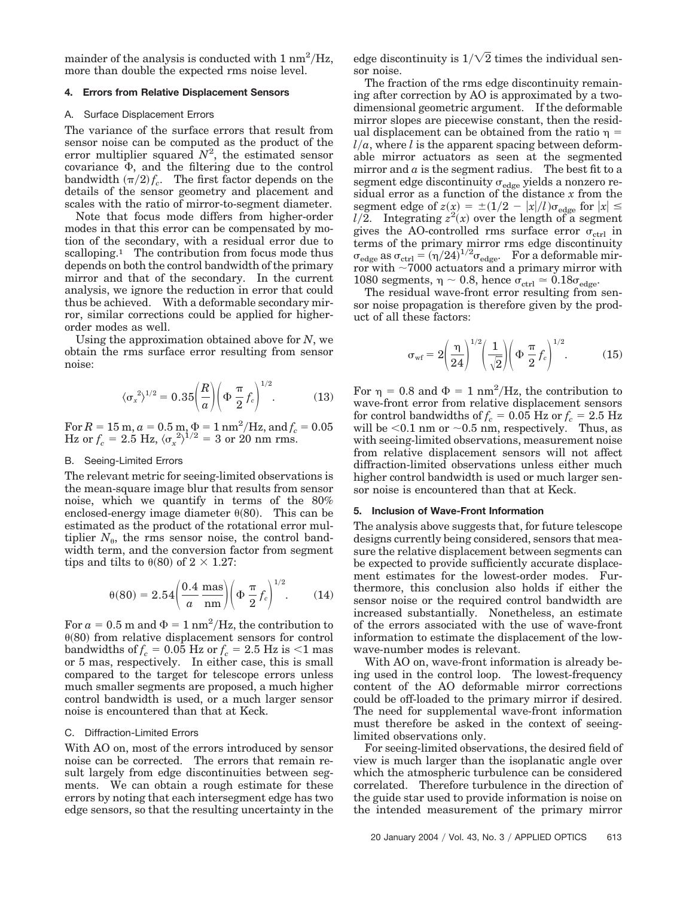mainder of the analysis is conducted with 1 $\text{nm}^2/\text{Hz}$, more than double the expected rms noise level.

## 4. Errors from Relative Displacement Sensors

### A. Surface Displacement Errors

The variance of the surface errors that result from sensor noise can be computed as the product of the error multiplier squared $N^2$, the estimated sensor covariance $\Phi$, and the filtering due to the control bandwidth $(\pi/2) f_c$. The first factor depends on the details of the sensor geometry and placement and scales with the ratio of mirror-to-segment diameter.

Note that focus mode differs from higher-order modes in that this error can be compensated by motion of the secondary, with a residual error due to scalloping.[1] The contribution from focus mode thus depends on both the control bandwidth of the primary mirror and that of the secondary. In the current analysis, we ignore the reduction in error that could thus be achieved. With a deformable secondary mirror, similar corrections could be applied for higher-order modes as well.

Using the approximation obtained above for $N$, we obtain the rms surface error resulting from sensor noise:

$$\langle \sigma_x^2 \rangle^{1/2} = 0.35 \left( \frac{R}{a} \right) \left( \Phi \frac{\pi}{2} f_c \right)^{1/2}. \tag{13}$$

For $R = 15$ m, $a = 0.5$ m, $\Phi = 1 \text{ nm}^2/\text{Hz}$, and $f_c = 0.05$ Hz or $f_c = 2.5$ Hz, $\langle \sigma_x^2 \rangle^{1/2} = 3$ or 20 nm rms.

### B. Seeing-Limited Errors

The relevant metric for seeing-limited observations is the mean-square image blur that results from sensor noise, which we quantify in terms of the 80% enclosed-energy image diameter $\theta(80)$. This can be estimated as the product of the rotational error multiplier $N_\theta$, the rms sensor noise, the control bandwidth term, and the conversion factor from segment tips and tilts to $\theta(80)$ of $2 \times 1.27$:

$$\theta(80) = 2.54 \left( \frac{0.4}{a} \frac{\text{mas}}{\text{nm}} \right) \left( \Phi \frac{\pi}{2} f_c \right)^{1/2}. \tag{14}$$

For $a = 0.5$ m and $\Phi = 1 \text{ nm}^2/\text{Hz}$, the contribution to $\theta(80)$ from relative displacement sensors for control bandwidths of $f_c = 0.05$ Hz or $f_c = 2.5$ Hz is $<1$ mas or 5 mas, respectively. In either case, this is small compared to the target for telescope errors unless much smaller segments are proposed, a much higher control bandwidth is used, or a much larger sensor noise is encountered than that at Keck.

### C. Diffraction-Limited Errors

With AO on, most of the errors introduced by sensor noise can be corrected. The errors that remain result largely from edge discontinuities between segments. We can obtain a rough estimate for these errors by noting that each intersegment edge has two edge sensors, so that the resulting uncertainty in the edge discontinuity is $1/\sqrt{2}$ times the individual sensor noise.

The fraction of the rms edge discontinuity remaining after correction by AO is approximated by a two-dimensional geometric argument. If the deformable mirror slopes are piecewise constant, then the residual displacement can be obtained from the ratio $\eta = l/a$, where $l$ is the apparent spacing between deformable mirror actuators as seen at the segmented mirror and $a$ is the segment radius. The best fit to a segment edge discontinuity $\sigma_{\text{edge}}$ yields a nonzero residual error as a function of the distance $x$ from the segment edge of $z(x) = \pm(1/2 - |x|/l)\sigma_{\text{edge}}$ for $|x| \leq l/2$. Integrating $z^2(x)$ over the length of a segment gives the AO-controlled rms surface error $\sigma_{\text{ctrl}}$ in terms of the primary mirror rms edge discontinuity $\sigma_{\text{edge}}$ as $\sigma_{\text{ctrl}} = (\eta/24)^{1/2}\sigma_{\text{edge}}$. For a deformable mirror with $\sim$7000 actuators and a primary mirror with 1080 segments, $\eta \sim 0.8$, hence $\sigma_{\text{ctrl}} \simeq 0.18\sigma_{\text{edge}}$.

The residual wave-front error resulting from sensor noise propagation is therefore given by the product of all these factors:

$$\sigma_{\text{wf}} = 2 \left( \frac{\eta}{24} \right)^{1/2} \left( \frac{1}{\sqrt{2}} \right) \left( \Phi \frac{\pi}{2} f_c \right)^{1/2}. \tag{15}$$

For $\eta = 0.8$ and $\Phi = 1 \text{ nm}^2/\text{Hz}$, the contribution to wave-front error from relative displacement sensors for control bandwidths of $f_c = 0.05$ Hz or $f_c = 2.5$ Hz will be $<0.1$ nm or $\sim$0.5 nm, respectively. Thus, as with seeing-limited observations, measurement noise from relative displacement sensors will not affect diffraction-limited observations unless either much higher control bandwidth is used or much larger sensor noise is encountered than that at Keck.

## 5. Inclusion of Wave-Front Information

The analysis above suggests that, for future telescope designs currently being considered, sensors that measure the relative displacement between segments can be expected to provide sufficiently accurate displacement estimates for the lowest-order modes. Furthermore, this conclusion also holds if either the sensor noise or the required control bandwidth are increased substantially. Nonetheless, an estimate of the errors associated with the use of wave-front information to estimate the displacement of the low-wave-number modes is relevant.

With AO on, wave-front information is already being used in the control loop. The lowest-frequency content of the AO deformable mirror corrections could be off-loaded to the primary mirror if desired. The need for supplemental wave-front information must therefore be asked in the context of seeing-limited observations only.

For seeing-limited observations, the desired field of view is much larger than the isoplanatic angle over which the atmospheric turbulence can be considered correlated. Therefore turbulence in the direction of the guide star used to provide information is noise on the intended measurement of the primary mirror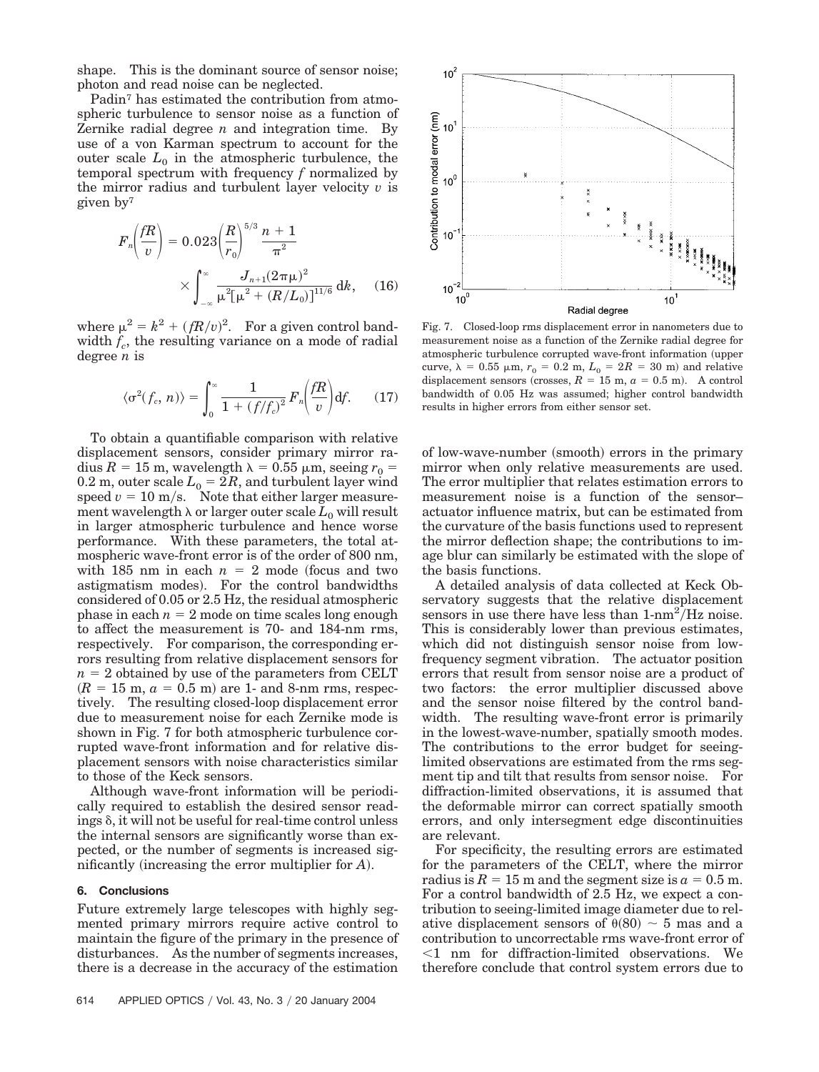shape. This is the dominant source of sensor noise; photon and read noise can be neglected.

Padin[7] has estimated the contribution from atmospheric turbulence to sensor noise as a function of Zernike radial degree $n$ and integration time. By use of a von Karman spectrum to account for the outer scale $L_0$ in the atmospheric turbulence, the temporal spectrum with frequency $f$ normalized by the mirror radius and turbulent layer velocity $v$ is given by[7]

$$F_n\left(\frac{fR}{v}\right) = 0.023\left(\frac{R}{r_0}\right)^{5/3}\frac{n+1}{\pi^2} \times \int_{-\infty}^{\infty}\frac{J_{n+1}(2\pi\mu)^2}{\mu^2[\mu^2+(R/L_0)]^{11/6}}\,\mathrm{d}k, \quad (16)$$

where $\mu^2 = k^2 + (fR/v)^2$. For a given control bandwidth $f_c$, the resulting variance on a mode of radial degree $n$ is

$$\langle\sigma^2(f_c, n)\rangle = \int_0^{\infty}\frac{1}{1+(f/f_c)^2}F_n\left(\frac{fR}{v}\right)\mathrm{d}f. \quad (17)$$

To obtain a quantifiable comparison with relative displacement sensors, consider primary mirror radius $R = 15$ m, wavelength $\lambda = 0.55$ µm, seeing $r_0 = 0.2$ m, outer scale $L_0 = 2R$, and turbulent layer wind speed $v = 10$ m/s. Note that either larger measurement wavelength $\lambda$ or larger outer scale $L_0$ will result in larger atmospheric turbulence and hence worse performance. With these parameters, the total atmospheric wave-front error is of the order of 800 nm, with 185 nm in each $n = 2$ mode (focus and two astigmatism modes). For the control bandwidths considered of 0.05 or 2.5 Hz, the residual atmospheric phase in each $n = 2$ mode on time scales long enough to affect the measurement is 70- and 184-nm rms, respectively. For comparison, the corresponding errors resulting from relative displacement sensors for $n = 2$ obtained by use of the parameters from CELT ($R = 15$ m, $a = 0.5$ m) are 1- and 8-nm rms, respectively. The resulting closed-loop displacement error due to measurement noise for each Zernike mode is shown in Fig. 7 for both atmospheric turbulence corrupted wave-front information and for relative displacement sensors with noise characteristics similar to those of the Keck sensors.

Although wave-front information will be periodically required to establish the desired sensor readings $\delta$, it will not be useful for real-time control unless the internal sensors are significantly worse than expected, or the number of segments is increased significantly (increasing the error multiplier for $A$).

Fig. 7. Closed-loop rms displacement error in nanometers due to measurement noise as a function of the Zernike radial degree for atmospheric turbulence corrupted wave-front information (upper curve, $\lambda = 0.55$ µm, $r_0 = 0.2$ m, $L_0 = 2R = 30$ m) and relative displacement sensors (crosses, $R = 15$ m, $a = 0.5$ m). A control bandwidth of 0.05 Hz was assumed; higher control bandwidth results in higher errors from either sensor set.

## 6. Conclusions

Future extremely large telescopes with highly segmented primary mirrors require active control to maintain the figure of the primary in the presence of disturbances. As the number of segments increases, there is a decrease in the accuracy of the estimation of low-wave-number (smooth) errors in the primary mirror when only relative measurements are used. The error multiplier that relates estimation errors to measurement noise is a function of the sensor–actuator influence matrix, but can be estimated from the curvature of the basis functions used to represent the mirror deflection shape; the contributions to image blur can similarly be estimated with the slope of the basis functions.

A detailed analysis of data collected at Keck Observatory suggests that the relative displacement sensors in use there have less than 1-nm$^2$/Hz noise. This is considerably lower than previous estimates, which did not distinguish sensor noise from low-frequency segment vibration. The actuator position errors that result from sensor noise are a product of two factors: the error multiplier discussed above and the sensor noise filtered by the control bandwidth. The resulting wave-front error is primarily in the lowest-wave-number, spatially smooth modes. The contributions to the error budget for seeing-limited observations are estimated from the rms segment tip and tilt that results from sensor noise. For diffraction-limited observations, it is assumed that the deformable mirror can correct spatially smooth errors, and only intersegment edge discontinuities are relevant.

For specificity, the resulting errors are estimated for the parameters of the CELT, where the mirror radius is $R = 15$ m and the segment size is $a = 0.5$ m. For a control bandwidth of 2.5 Hz, we expect a contribution to seeing-limited image diameter due to relative displacement sensors of $\theta(80) \sim 5$ mas and a contribution to uncorrectable rms wave-front error of $<1$ nm for diffraction-limited observations. We therefore conclude that control system errors due to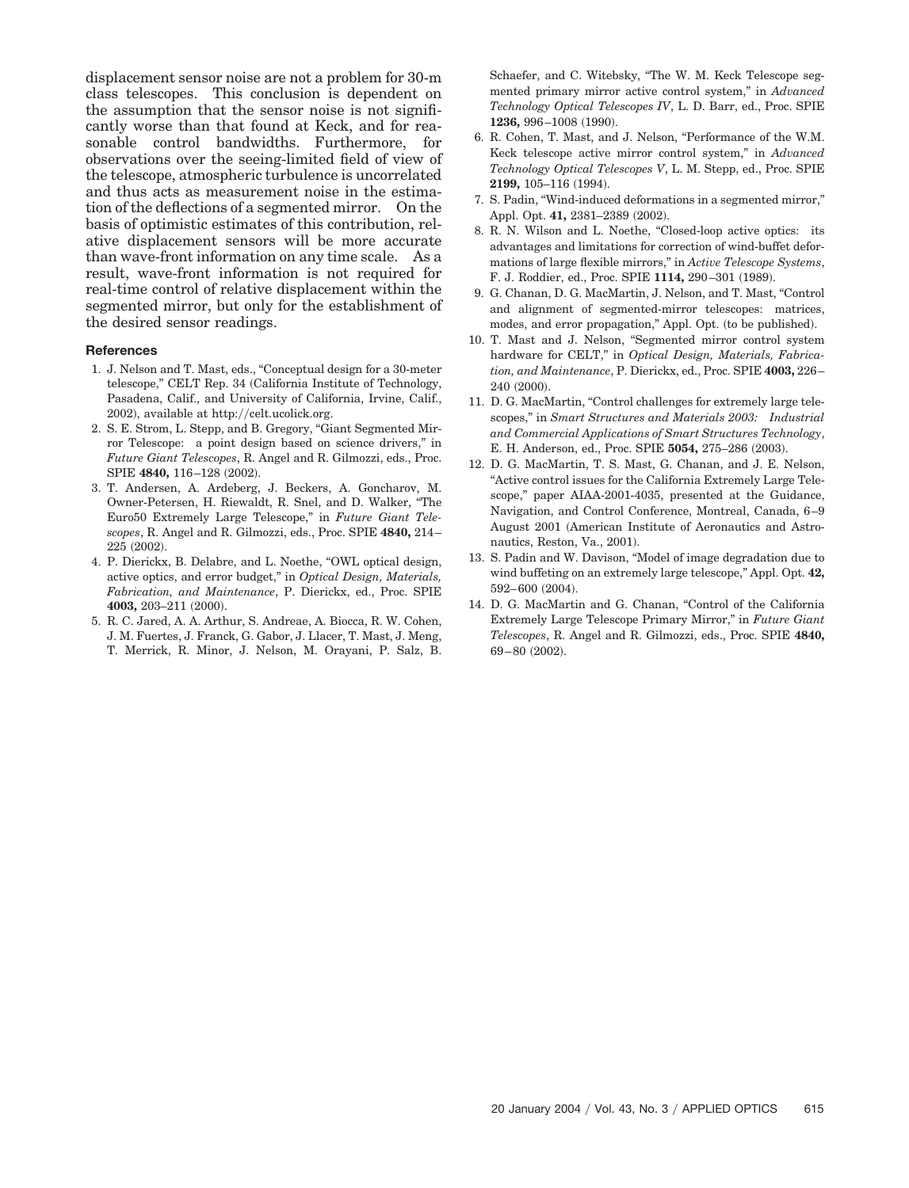displacement sensor noise are not a problem for 30-m class telescopes. This conclusion is dependent on the assumption that the sensor noise is not significantly worse than that found at Keck, and for reasonable control bandwidths. Furthermore, for observations over the seeing-limited field of view of the telescope, atmospheric turbulence is uncorrelated and thus acts as measurement noise in the estimation of the deflections of a segmented mirror. On the basis of optimistic estimates of this contribution, relative displacement sensors will be more accurate than wave-front information on any time scale. As a result, wave-front information is not required for real-time control of relative displacement within the segmented mirror, but only for the establishment of the desired sensor readings.

### References

1. J. Nelson and T. Mast, eds., "Conceptual design for a 30-meter telescope," CELT Rep. 34 (California Institute of Technology, Pasadena, Calif., and University of California, Irvine, Calif., 2002), available at http://celt.ucolick.org.
2. S. E. Strom, L. Stepp, and B. Gregory, "Giant Segmented Mirror Telescope: a point design based on science drivers," in *Future Giant Telescopes*, R. Angel and R. Gilmozzi, eds., Proc. SPIE **4840,** 116–128 (2002).
3. T. Andersen, A. Ardeberg, J. Beckers, A. Goncharov, M. Owner-Petersen, H. Riewaldt, R. Snel, and D. Walker, "The Euro50 Extremely Large Telescope," in *Future Giant Telescopes*, R. Angel and R. Gilmozzi, eds., Proc. SPIE **4840,** 214–225 (2002).
4. P. Dierickx, B. Delabre, and L. Noethe, "OWL optical design, active optics, and error budget," in *Optical Design, Materials, Fabrication, and Maintenance*, P. Dierickx, ed., Proc. SPIE **4003,** 203–211 (2000).
5. R. C. Jared, A. A. Arthur, S. Andreae, A. Biocca, R. W. Cohen, J. M. Fuertes, J. Franck, G. Gabor, J. Llacer, T. Mast, J. Meng, T. Merrick, R. Minor, J. Nelson, M. Orayani, P. Salz, B. Schaefer, and C. Witebsky, "The W. M. Keck Telescope segmented primary mirror active control system," in *Advanced Technology Optical Telescopes IV*, L. D. Barr, ed., Proc. SPIE **1236,** 996–1008 (1990).
6. R. Cohen, T. Mast, and J. Nelson, "Performance of the W.M. Keck telescope active mirror control system," in *Advanced Technology Optical Telescopes V*, L. M. Stepp, ed., Proc. SPIE **2199,** 105–116 (1994).
7. S. Padin, "Wind-induced deformations in a segmented mirror," Appl. Opt. **41,** 2381–2389 (2002).
8. R. N. Wilson and L. Noethe, "Closed-loop active optics: its advantages and limitations for correction of wind-buffet deformations of large flexible mirrors," in *Active Telescope Systems*, F. J. Roddier, ed., Proc. SPIE **1114,** 290–301 (1989).
9. G. Chanan, D. G. MacMartin, J. Nelson, and T. Mast, "Control and alignment of segmented-mirror telescopes: matrices, modes, and error propagation," Appl. Opt. (to be published).
10. T. Mast and J. Nelson, "Segmented mirror control system hardware for CELT," in *Optical Design, Materials, Fabrication, and Maintenance*, P. Dierickx, ed., Proc. SPIE **4003,** 226–240 (2000).
11. D. G. MacMartin, "Control challenges for extremely large telescopes," in *Smart Structures and Materials 2003: Industrial and Commercial Applications of Smart Structures Technology*, E. H. Anderson, ed., Proc. SPIE **5054,** 275–286 (2003).
12. D. G. MacMartin, T. S. Mast, G. Chanan, and J. E. Nelson, "Active control issues for the California Extremely Large Telescope," paper AIAA-2001-4035, presented at the Guidance, Navigation, and Control Conference, Montreal, Canada, 6–9 August 2001 (American Institute of Aeronautics and Astronautics, Reston, Va., 2001).
13. S. Padin and W. Davison, "Model of image degradation due to wind buffeting on an extremely large telescope," Appl. Opt. **42,** 592–600 (2004).
14. D. G. MacMartin and G. Chanan, "Control of the California Extremely Large Telescope Primary Mirror," in *Future Giant Telescopes*, R. Angel and R. Gilmozzi, eds., Proc. SPIE **4840,** 69–80 (2002).